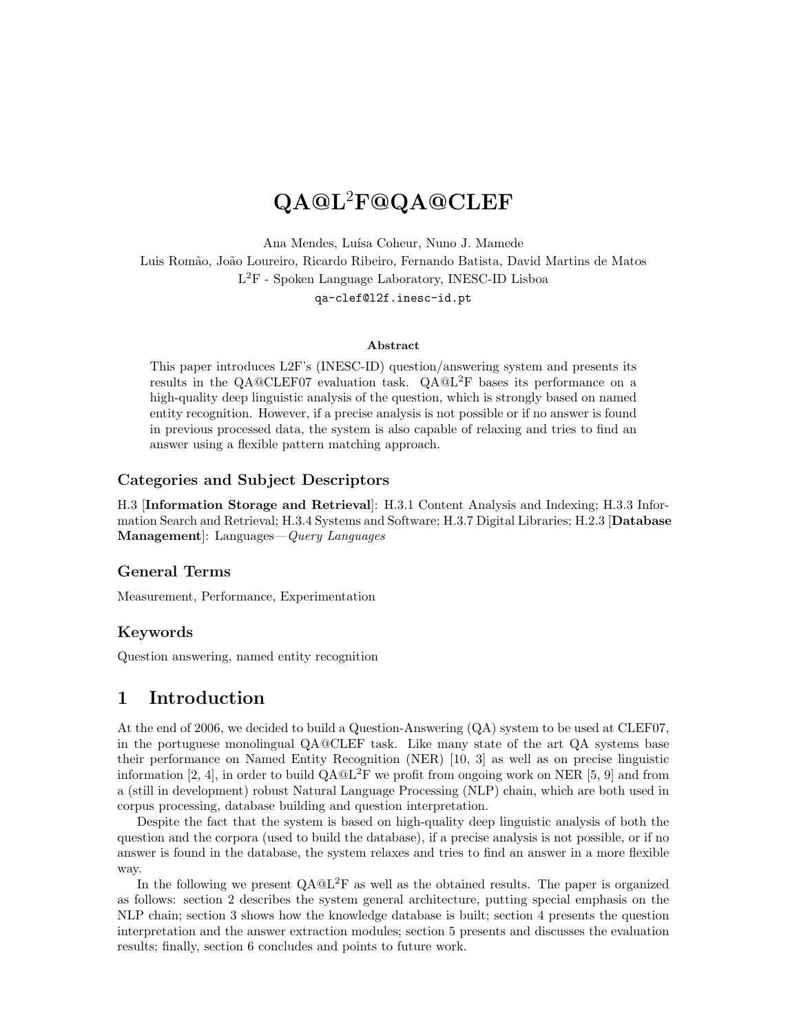# QA@L$^2$F@QA@CLEF

Ana Mendes, Luísa Coheur, Nuno J. Mamede
Luis Romão, João Loureiro, Ricardo Ribeiro, Fernando Batista, David Martins de Matos
L$^2$F - Spoken Language Laboratory, INESC-ID Lisboa
qa-clef@l2f.inesc-id.pt

### Abstract

This paper introduces L2F's (INESC-ID) question/answering system and presents its results in the QA@CLEF07 evaluation task. QA@L$^2$F bases its performance on a high-quality deep linguistic analysis of the question, which is strongly based on named entity recognition. However, if a precise analysis is not possible or if no answer is found in previous processed data, the system is also capable of relaxing and tries to find an answer using a flexible pattern matching approach.

## Categories and Subject Descriptors

H.3 [**Information Storage and Retrieval**]: H.3.1 Content Analysis and Indexing; H.3.3 Information Search and Retrieval; H.3.4 Systems and Software; H.3.7 Digital Libraries; H.2.3 [**Database Management**]: Languages—*Query Languages*

## General Terms

Measurement, Performance, Experimentation

## Keywords

Question answering, named entity recognition

## 1 Introduction

At the end of 2006, we decided to build a Question-Answering (QA) system to be used at CLEF07, in the portuguese monolingual QA@CLEF task. Like many state of the art QA systems base their performance on Named Entity Recognition (NER) [10, 3] as well as on precise linguistic information [2, 4], in order to build QA@L$^2$F we profit from ongoing work on NER [5, 9] and from a (still in development) robust Natural Language Processing (NLP) chain, which are both used in corpus processing, database building and question interpretation.

Despite the fact that the system is based on high-quality deep linguistic analysis of both the question and the corpora (used to build the database), if a precise analysis is not possible, or if no answer is found in the database, the system relaxes and tries to find an answer in a more flexible way.

In the following we present QA@L$^2$F as well as the obtained results. The paper is organized as follows: section 2 describes the system general architecture, putting special emphasis on the NLP chain; section 3 shows how the knowledge database is built; section 4 presents the question interpretation and the answer extraction modules; section 5 presents and discusses the evaluation results; finally, section 6 concludes and points to future work.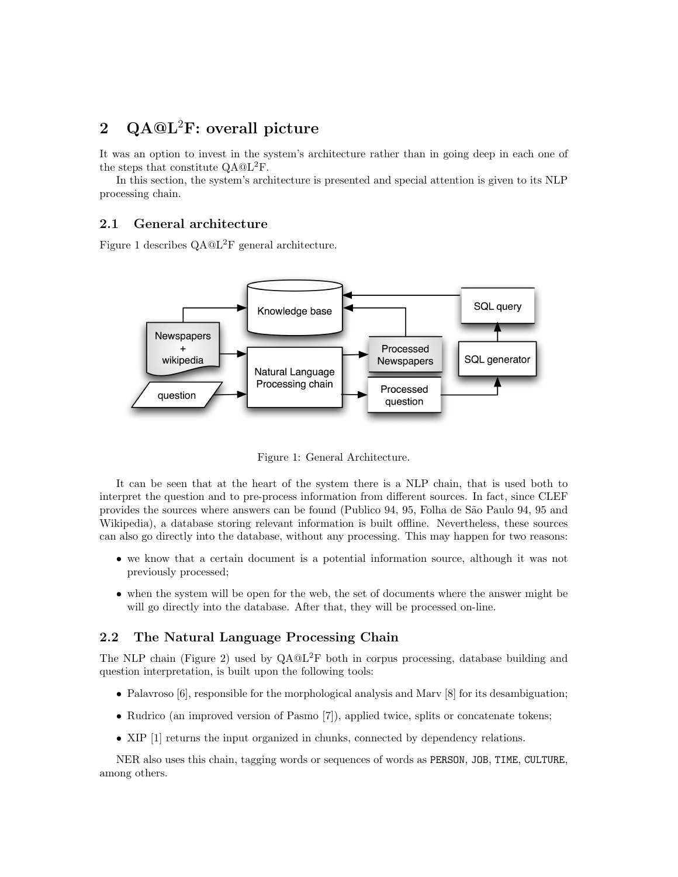# 2 QA@L$^2$F: overall picture

It was an option to invest in the system's architecture rather than in going deep in each one of the steps that constitute QA@L$^2$F.

In this section, the system's architecture is presented and special attention is given to its NLP processing chain.

## 2.1 General architecture

Figure 1 describes QA@L$^2$F general architecture.

Figure 1: General Architecture.

It can be seen that at the heart of the system there is a NLP chain, that is used both to interpret the question and to pre-process information from different sources. In fact, since CLEF provides the sources where answers can be found (Publico 94, 95, Folha de São Paulo 94, 95 and Wikipedia), a database storing relevant information is built offline. Nevertheless, these sources can also go directly into the database, without any processing. This may happen for two reasons:

- we know that a certain document is a potential information source, although it was not previously processed;
- when the system will be open for the web, the set of documents where the answer might be will go directly into the database. After that, they will be processed on-line.

## 2.2 The Natural Language Processing Chain

The NLP chain (Figure 2) used by QA@L$^2$F both in corpus processing, database building and question interpretation, is built upon the following tools:

- Palavroso [6], responsible for the morphological analysis and Marv [8] for its desambiguation;
- Rudrico (an improved version of Pasmo [7]), applied twice, splits or concatenate tokens;
- XIP [1] returns the input organized in chunks, connected by dependency relations.

NER also uses this chain, tagging words or sequences of words as `PERSON`, `JOB`, `TIME`, `CULTURE`, among others.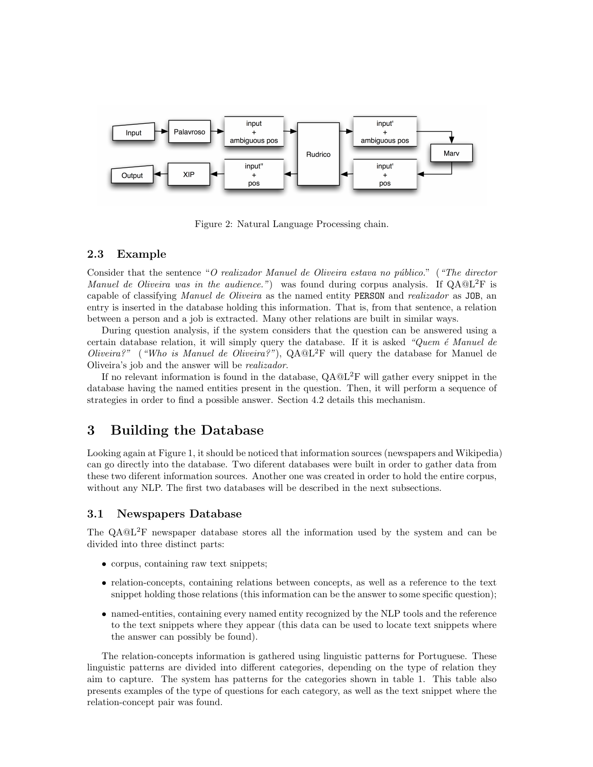Figure 2: Natural Language Processing chain.

### 2.3 Example

Consider that the sentence "*O realizador Manuel de Oliveira estava no público.*" (*"The director Manuel de Oliveira was in the audience."*) was found during corpus analysis. If QA@L$^2$F is capable of classifying *Manuel de Oliveira* as the named entity `PERSON` and *realizador* as `JOB`, an entry is inserted in the database holding this information. That is, from that sentence, a relation between a person and a job is extracted. Many other relations are built in similar ways.

During question analysis, if the system considers that the question can be answered using a certain database relation, it will simply query the database. If it is asked *"Quem é Manuel de Oliveira?"* (*"Who is Manuel de Oliveira?"*), QA@L$^2$F will query the database for Manuel de Oliveira's job and the answer will be *realizador*.

If no relevant information is found in the database, QA@L$^2$F will gather every snippet in the database having the named entities present in the question. Then, it will perform a sequence of strategies in order to find a possible answer. Section 4.2 details this mechanism.

## 3 Building the Database

Looking again at Figure 1, it should be noticed that information sources (newspapers and Wikipedia) can go directly into the database. Two diferent databases were built in order to gather data from these two diferent information sources. Another one was created in order to hold the entire corpus, without any NLP. The first two databases will be described in the next subsections.

### 3.1 Newspapers Database

The QA@L$^2$F newspaper database stores all the information used by the system and can be divided into three distinct parts:

- corpus, containing raw text snippets;
- relation-concepts, containing relations between concepts, as well as a reference to the text snippet holding those relations (this information can be the answer to some specific question);
- named-entities, containing every named entity recognized by the NLP tools and the reference to the text snippets where they appear (this data can be used to locate text snippets where the answer can possibly be found).

The relation-concepts information is gathered using linguistic patterns for Portuguese. These linguistic patterns are divided into different categories, depending on the type of relation they aim to capture. The system has patterns for the categories shown in table 1. This table also presents examples of the type of questions for each category, as well as the text snippet where the relation-concept pair was found.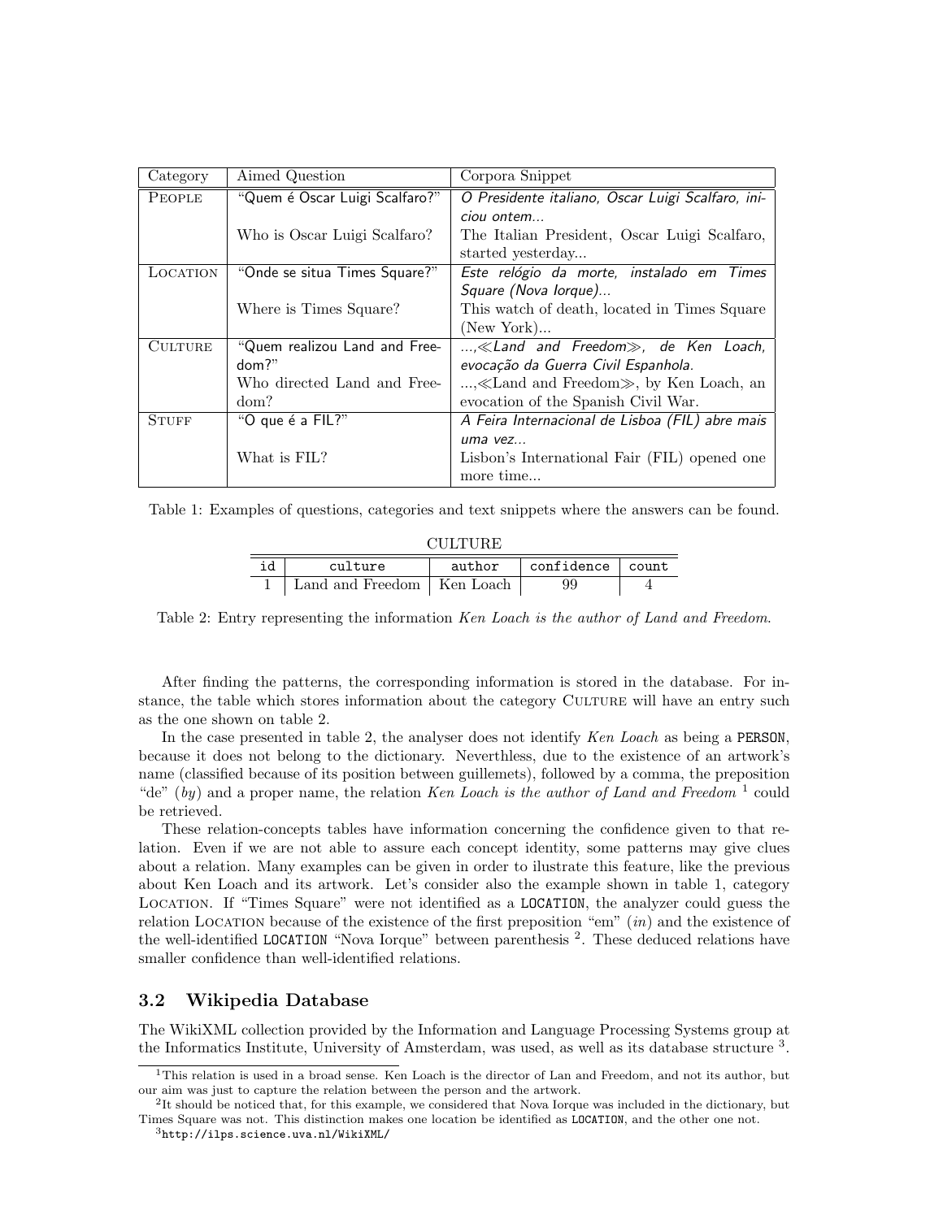| Category | Aimed Question | Corpora Snippet |
| --- | --- | --- |
| PEOPLE | "Quem é Oscar Luigi Scalfaro?" | *O Presidente italiano, Oscar Luigi Scalfaro, iniciou ontem...* |
| | Who is Oscar Luigi Scalfaro? | The Italian President, Oscar Luigi Scalfaro, started yesterday... |
| LOCATION | "Onde se situa Times Square?" | *Este relógio da morte, instalado em Times Square (Nova Iorque)...* |
| | Where is Times Square? | This watch of death, located in Times Square (New York)... |
| CULTURE | "Quem realizou Land and Freedom?" | *...,≪Land and Freedom≫, de Ken Loach, evocação da Guerra Civil Espanhola.* |
| | Who directed Land and Freedom? | ...,≪Land and Freedom≫, by Ken Loach, an evocation of the Spanish Civil War. |
| STUFF | "O que é a FIL?" | *A Feira Internacional de Lisboa (FIL) abre mais uma vez...* |
| | What is FIL? | Lisbon's International Fair (FIL) opened one more time... |

Table 1: Examples of questions, categories and text snippets where the answers can be found.

CULTURE

| id | culture | author | confidence | count |
| --- | --- | --- | --- | --- |
| 1 | Land and Freedom | Ken Loach | 99 | 4 |

Table 2: Entry representing the information *Ken Loach is the author of Land and Freedom*.

After finding the patterns, the corresponding information is stored in the database. For instance, the table which stores information about the category CULTURE will have an entry such as the one shown on table 2.

In the case presented in table 2, the analyser does not identify *Ken Loach* as being a `PERSON`, because it does not belong to the dictionary. Neverthless, due to the existence of an artwork's name (classified because of its position between guillemets), followed by a comma, the preposition "de" (*by*) and a proper name, the relation *Ken Loach is the author of Land and Freedom* [1] could be retrieved.

These relation-concepts tables have information concerning the confidence given to that relation. Even if we are not able to assure each concept identity, some patterns may give clues about a relation. Many examples can be given in order to ilustrate this feature, like the previous about Ken Loach and its artwork. Let's consider also the example shown in table 1, category LOCATION. If "Times Square" were not identified as a `LOCATION`, the analyzer could guess the relation LOCATION because of the existence of the first preposition "em" (*in*) and the existence of the well-identified `LOCATION` "Nova Iorque" between parenthesis [2]. These deduced relations have smaller confidence than well-identified relations.

### 3.2 Wikipedia Database

The WikiXML collection provided by the Information and Language Processing Systems group at the Informatics Institute, University of Amsterdam, was used, as well as its database structure [3].

[1] This relation is used in a broad sense. Ken Loach is the director of Lan and Freedom, and not its author, but our aim was just to capture the relation between the person and the artwork.

[2] It should be noticed that, for this example, we considered that Nova Iorque was included in the dictionary, but Times Square was not. This distinction makes one location be identified as `LOCATION`, and the other one not.

[3] `http://ilps.science.uva.nl/WikiXML/`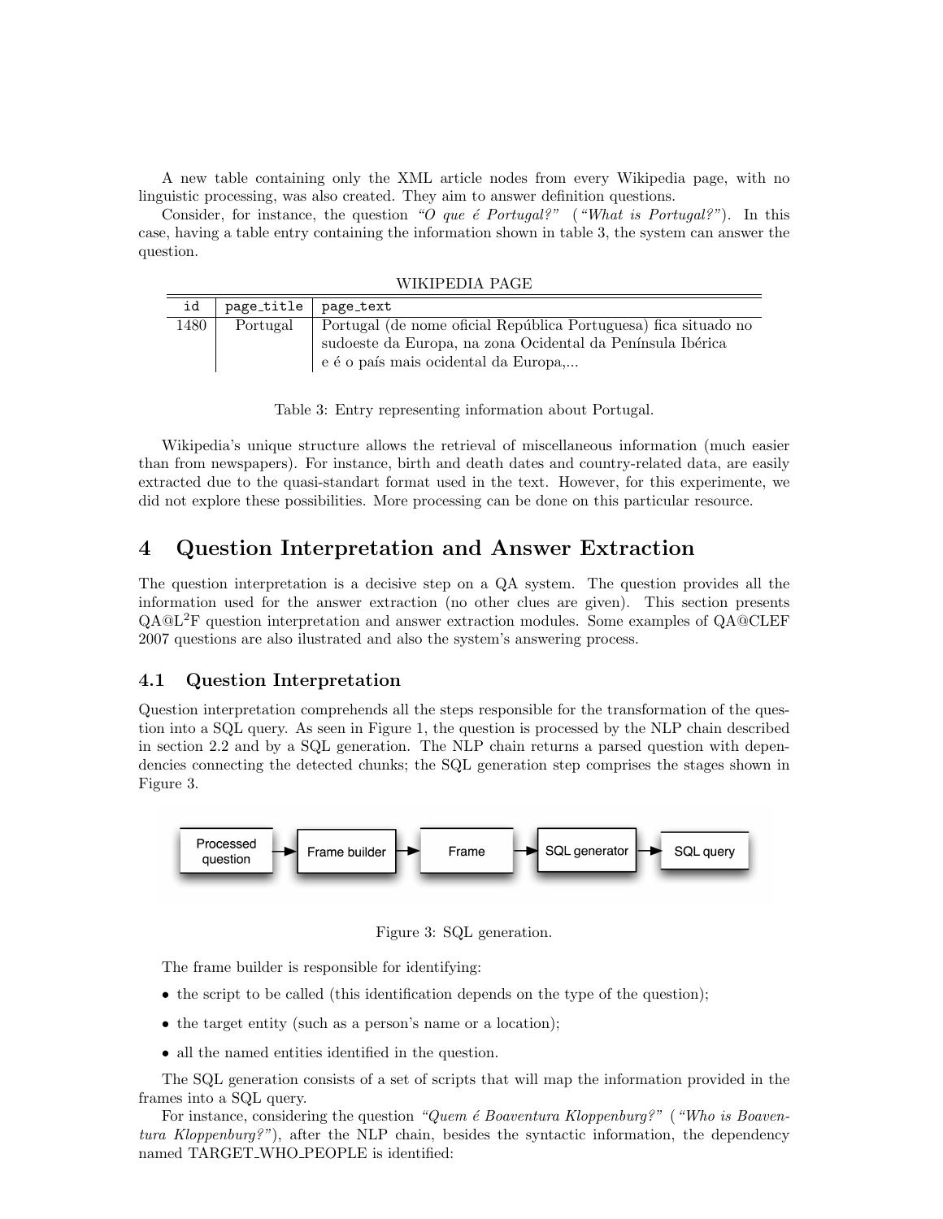A new table containing only the XML article nodes from every Wikipedia page, with no linguistic processing, was also created. They aim to answer definition questions.

Consider, for instance, the question *"O que é Portugal?"* (*"What is Portugal?"*). In this case, having a table entry containing the information shown in table 3, the system can answer the question.

WIKIPEDIA PAGE

| id | page_title | page_text |
|---|---|---|
| 1480 | Portugal | Portugal (de nome oficial República Portuguesa) fica situado no sudoeste da Europa, na zona Ocidental da Península Ibérica e é o país mais ocidental da Europa,... |

Table 3: Entry representing information about Portugal.

Wikipedia's unique structure allows the retrieval of miscellaneous information (much easier than from newspapers). For instance, birth and death dates and country-related data, are easily extracted due to the quasi-standart format used in the text. However, for this experimente, we did not explore these possibilities. More processing can be done on this particular resource.

# 4 Question Interpretation and Answer Extraction

The question interpretation is a decisive step on a QA system. The question provides all the information used for the answer extraction (no other clues are given). This section presents QA@L$^2$F question interpretation and answer extraction modules. Some examples of QA@CLEF 2007 questions are also ilustrated and also the system's answering process.

## 4.1 Question Interpretation

Question interpretation comprehends all the steps responsible for the transformation of the question into a SQL query. As seen in Figure 1, the question is processed by the NLP chain described in section 2.2 and by a SQL generation. The NLP chain returns a parsed question with dependencies connecting the detected chunks; the SQL generation step comprises the stages shown in Figure 3.

Processed question → Frame builder → Frame → SQL generator → SQL query

Figure 3: SQL generation.

The frame builder is responsible for identifying:

- the script to be called (this identification depends on the type of the question);
- the target entity (such as a person's name or a location);
- all the named entities identified in the question.

The SQL generation consists of a set of scripts that will map the information provided in the frames into a SQL query.

For instance, considering the question *"Quem é Boaventura Kloppenburg?"* (*"Who is Boaventura Kloppenburg?"*), after the NLP chain, besides the syntactic information, the dependency named TARGET_WHO_PEOPLE is identified: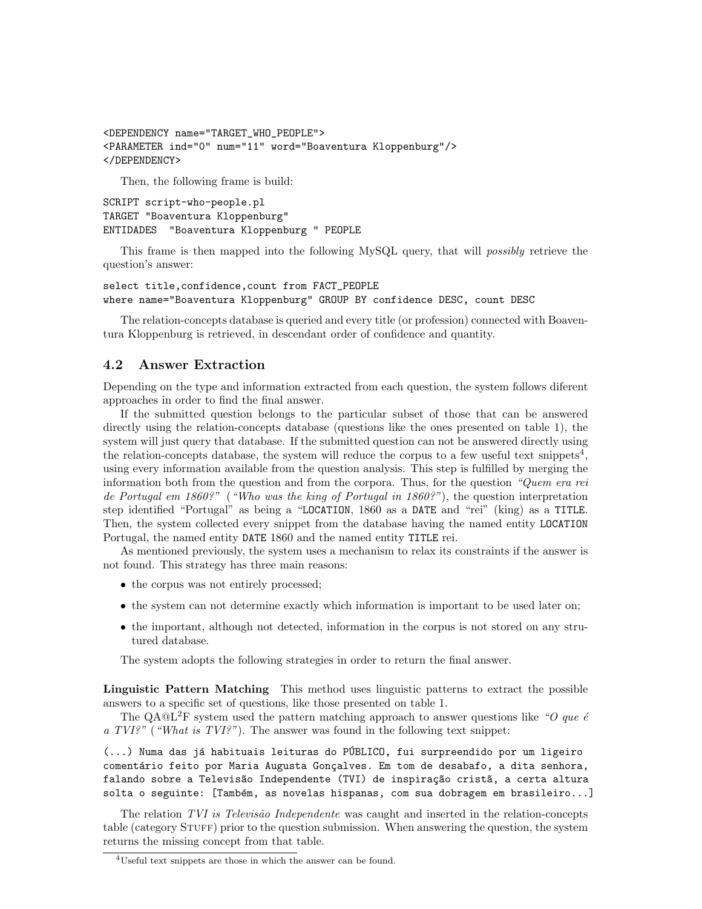```
<DEPENDENCY name="TARGET_WHO_PEOPLE">
<PARAMETER ind="0" num="11" word="Boaventura Kloppenburg"/>
</DEPENDENCY>
```

Then, the following frame is build:

```
SCRIPT script-who-people.pl
TARGET "Boaventura Kloppenburg"
ENTIDADES  "Boaventura Kloppenburg " PEOPLE
```

This frame is then mapped into the following MySQL query, that will *possibly* retrieve the question's answer:

```
select title,confidence,count from FACT_PEOPLE
where name="Boaventura Kloppenburg" GROUP BY confidence DESC, count DESC
```

The relation-concepts database is queried and every title (or profession) connected with Boaventura Kloppenburg is retrieved, in descendant order of confidence and quantity.

### 4.2 Answer Extraction

Depending on the type and information extracted from each question, the system follows diferent approaches in order to find the final answer.

If the submitted question belongs to the particular subset of those that can be answered directly using the relation-concepts database (questions like the ones presented on table 1), the system will just query that database. If the submitted question can not be answered directly using the relation-concepts database, the system will reduce the corpus to a few useful text snippets[4], using every information available from the question analysis. This step is fulfilled by merging the information both from the question and from the corpora. Thus, for the question *"Quem era rei de Portugal em 1860?"* (*"Who was the king of Portugal in 1860?"*), the question interpretation step identified "Portugal" as being a "LOCATION, 1860 as a DATE and "rei" (king) as a TITLE. Then, the system collected every snippet from the database having the named entity LOCATION Portugal, the named entity DATE 1860 and the named entity TITLE rei.

As mentioned previously, the system uses a mechanism to relax its constraints if the answer is not found. This strategy has three main reasons:

- the corpus was not entirely processed;
- the system can not determine exactly which information is important to be used later on;
- the important, although not detected, information in the corpus is not stored on any strutured database.

The system adopts the following strategies in order to return the final answer.

**Linguistic Pattern Matching** This method uses linguistic patterns to extract the possible answers to a specific set of questions, like those presented on table 1.

The QA@L$^2$F system used the pattern matching approach to answer questions like *"O que é a TVI?"* (*"What is TVI?"*). The answer was found in the following text snippet:

```
(...) Numa das já habituais leituras do PÚBLICO, fui surpreendido por um ligeiro
comentário feito por Maria Augusta Gonçalves. Em tom de desabafo, a dita senhora,
falando sobre a Televisão Independente (TVI) de inspiração cristã, a certa altura
solta o seguinte: [Também, as novelas hispanas, com sua dobragem em brasileiro...]
```

The relation *TVI is Televisão Independente* was caught and inserted in the relation-concepts table (category STUFF) prior to the question submission. When answering the question, the system returns the missing concept from that table.

[4] Useful text snippets are those in which the answer can be found.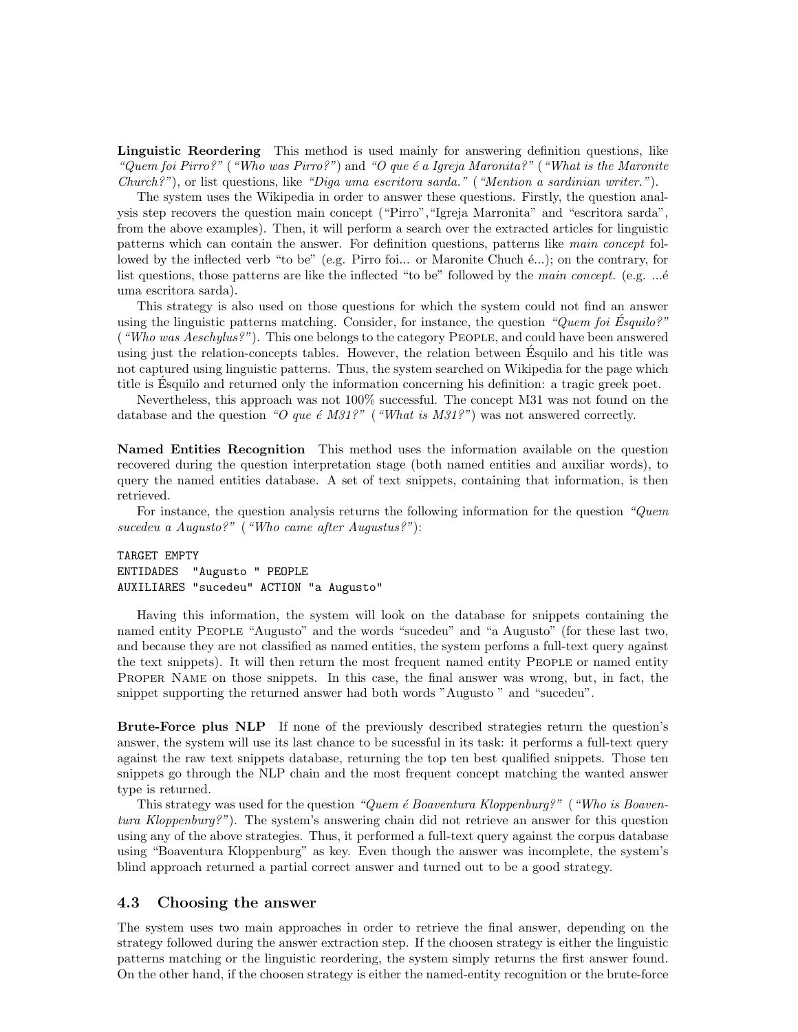**Linguistic Reordering** This method is used mainly for answering definition questions, like *"Quem foi Pirro?"* (*"Who was Pirro?"*) and *"O que é a Igreja Maronita?"* (*"What is the Maronite Church?"*), or list questions, like *"Diga uma escritora sarda."* (*"Mention a sardinian writer."*).

The system uses the Wikipedia in order to answer these questions. Firstly, the question analysis step recovers the question main concept ("Pirro","Igreja Marronita" and "escritora sarda", from the above examples). Then, it will perform a search over the extracted articles for linguistic patterns which can contain the answer. For definition questions, patterns like *main concept* followed by the inflected verb "to be" (e.g. Pirro foi... or Maronite Chuch é...); on the contrary, for list questions, those patterns are like the inflected "to be" followed by the *main concept.* (e.g. ...é uma escritora sarda).

This strategy is also used on those questions for which the system could not find an answer using the linguistic patterns matching. Consider, for instance, the question *"Quem foi Ésquilo?"* (*"Who was Aeschylus?"*). This one belongs to the category PEOPLE, and could have been answered using just the relation-concepts tables. However, the relation between Ésquilo and his title was not captured using linguistic patterns. Thus, the system searched on Wikipedia for the page which title is Ésquilo and returned only the information concerning his definition: a tragic greek poet.

Nevertheless, this approach was not 100% successful. The concept M31 was not found on the database and the question *"O que é M31?"* (*"What is M31?"*) was not answered correctly.

**Named Entities Recognition** This method uses the information available on the question recovered during the question interpretation stage (both named entities and auxiliar words), to query the named entities database. A set of text snippets, containing that information, is then retrieved.

For instance, the question analysis returns the following information for the question *"Quem sucedeu a Augusto?"* (*"Who came after Augustus?"*):

```
TARGET EMPTY
ENTIDADES  "Augusto " PEOPLE
AUXILIARES "sucedeu" ACTION "a Augusto"
```

Having this information, the system will look on the database for snippets containing the named entity PEOPLE "Augusto" and the words "sucedeu" and "a Augusto" (for these last two, and because they are not classified as named entities, the system perfoms a full-text query against the text snippets). It will then return the most frequent named entity PEOPLE or named entity PROPER NAME on those snippets. In this case, the final answer was wrong, but, in fact, the snippet supporting the returned answer had both words "Augusto " and "sucedeu".

**Brute-Force plus NLP** If none of the previously described strategies return the question's answer, the system will use its last chance to be sucessful in its task: it performs a full-text query against the raw text snippets database, returning the top ten best qualified snippets. Those ten snippets go through the NLP chain and the most frequent concept matching the wanted answer type is returned.

This strategy was used for the question *"Quem é Boaventura Kloppenburg?"* (*"Who is Boaventura Kloppenburg?"*). The system's answering chain did not retrieve an answer for this question using any of the above strategies. Thus, it performed a full-text query against the corpus database using "Boaventura Kloppenburg" as key. Even though the answer was incomplete, the system's blind approach returned a partial correct answer and turned out to be a good strategy.

### 4.3 Choosing the answer

The system uses two main approaches in order to retrieve the final answer, depending on the strategy followed during the answer extraction step. If the choosen strategy is either the linguistic patterns matching or the linguistic reordering, the system simply returns the first answer found. On the other hand, if the choosen strategy is either the named-entity recognition or the brute-force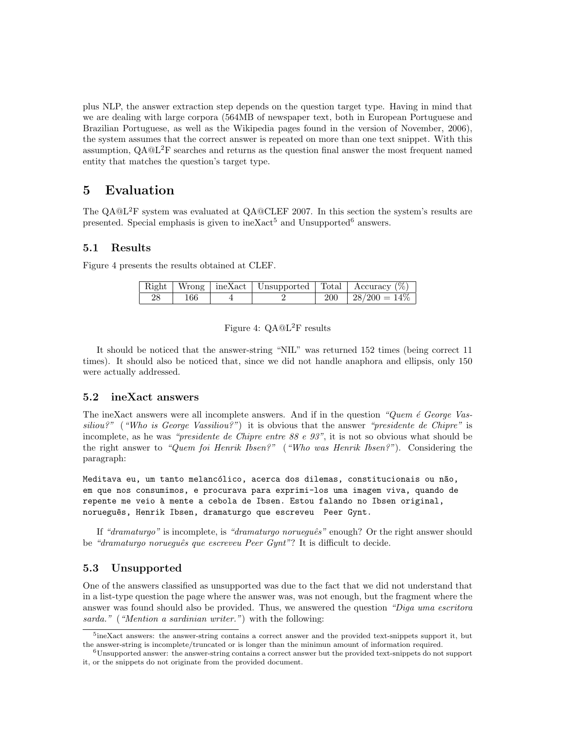plus NLP, the answer extraction step depends on the question target type. Having in mind that we are dealing with large corpora (564MB of newspaper text, both in European Portuguese and Brazilian Portuguese, as well as the Wikipedia pages found in the version of November, 2006), the system assumes that the correct answer is repeated on more than one text snippet. With this assumption, QA@L$^2$F searches and returns as the question final answer the most frequent named entity that matches the question's target type.

# 5 Evaluation

The QA@L$^2$F system was evaluated at QA@CLEF 2007. In this section the system's results are presented. Special emphasis is given to ineXact[5] and Unsupported[6] answers.

## 5.1 Results

Figure 4 presents the results obtained at CLEF.

| Right | Wrong | ineXact | Unsupported | Total | Accuracy (%) |
|---|---|---|---|---|---|
| 28 | 166 | 4 | 2 | 200 | 28/200 = 14% |

Figure 4: QA@L$^2$F results

It should be noticed that the answer-string "NIL" was returned 152 times (being correct 11 times). It should also be noticed that, since we did not handle anaphora and ellipsis, only 150 were actually addressed.

## 5.2 ineXact answers

The ineXact answers were all incomplete answers. And if in the question *"Quem é George Vassiliou?"* (*"Who is George Vassiliou?"*) it is obvious that the answer *"presidente de Chipre"* is incomplete, as he was *"presidente de Chipre entre 88 e 93"*, it is not so obvious what should be the right answer to *"Quem foi Henrik Ibsen?"* (*"Who was Henrik Ibsen?"*). Considering the paragraph:

```
Meditava eu, um tanto melancólico, acerca dos dilemas, constitucionais ou não,
em que nos consumimos, e procurava para exprimi-los uma imagem viva, quando de
repente me veio à mente a cebola de Ibsen. Estou falando no Ibsen original,
norueguês, Henrik Ibsen, dramaturgo que escreveu  Peer Gynt.
```

If *"dramaturgo"* is incomplete, is *"dramaturgo norueguês"* enough? Or the right answer should be *"dramaturgo norueguês que escreveu Peer Gynt"*? It is difficult to decide.

## 5.3 Unsupported

One of the answers classified as unsupported was due to the fact that we did not understand that in a list-type question the page where the answer was, was not enough, but the fragment where the answer was found should also be provided. Thus, we answered the question *"Diga uma escritora sarda."* (*"Mention a sardinian writer."*) with the following:

[5] ineXact answers: the answer-string contains a correct answer and the provided text-snippets support it, but the answer-string is incomplete/truncated or is longer than the minimun amount of information required.

[6] Unsupported answer: the answer-string contains a correct answer but the provided text-snippets do not support it, or the snippets do not originate from the provided document.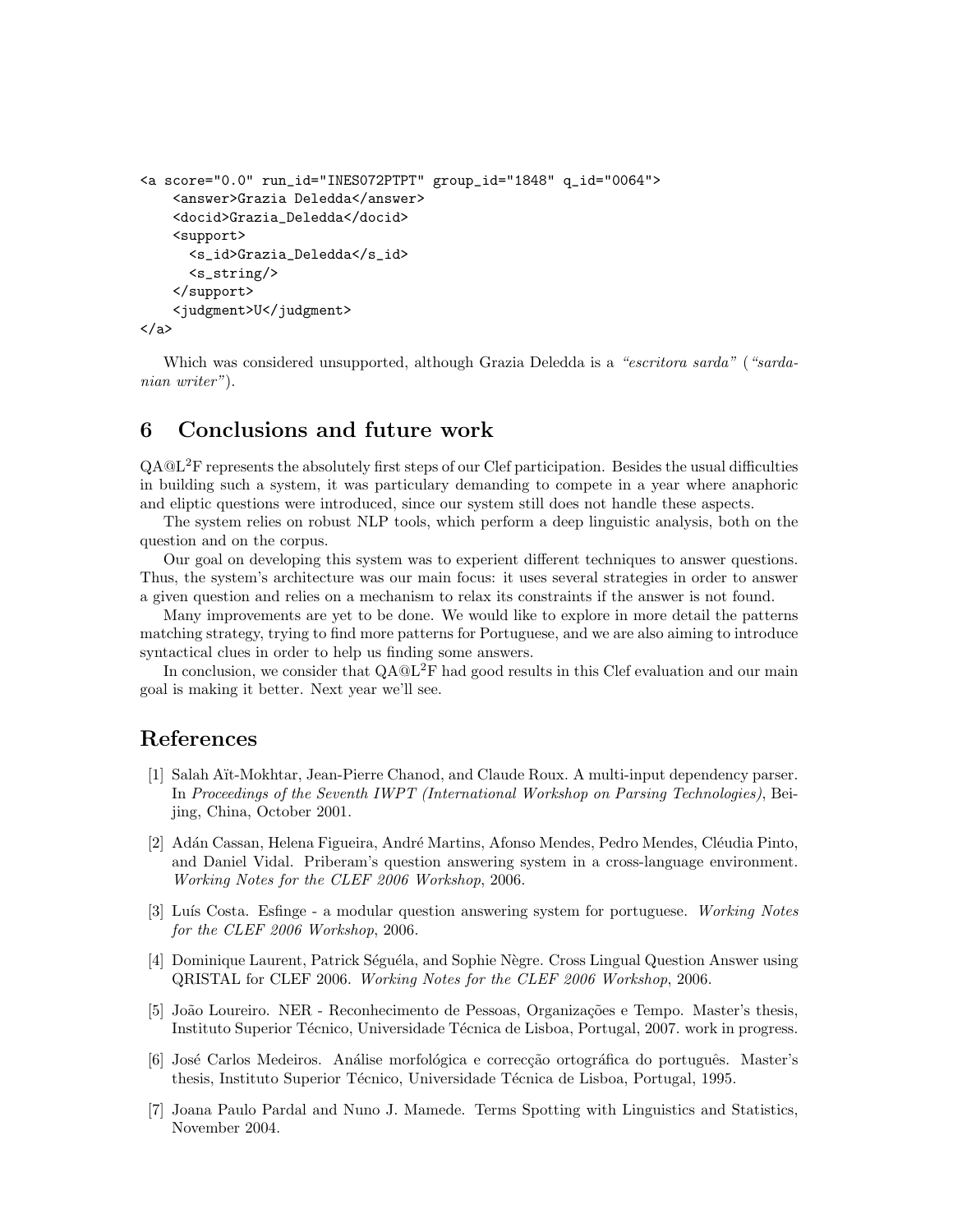```
<a score="0.0" run_id="INES072PTPT" group_id="1848" q_id="0064">
    <answer>Grazia Deledda</answer>
    <docid>Grazia_Deledda</docid>
    <support>
      <s_id>Grazia_Deledda</s_id>
      <s_string/>
    </support>
    <judgment>U</judgment>
</a>
```

Which was considered unsupported, although Grazia Deledda is a *"escritora sarda"* (*"sardanian writer"*).

## 6 Conclusions and future work

QA@L$^2$F represents the absolutely first steps of our Clef participation. Besides the usual difficulties in building such a system, it was particulary demanding to compete in a year where anaphoric and eliptic questions were introduced, since our system still does not handle these aspects.

The system relies on robust NLP tools, which perform a deep linguistic analysis, both on the question and on the corpus.

Our goal on developing this system was to experient different techniques to answer questions. Thus, the system's architecture was our main focus: it uses several strategies in order to answer a given question and relies on a mechanism to relax its constraints if the answer is not found.

Many improvements are yet to be done. We would like to explore in more detail the patterns matching strategy, trying to find more patterns for Portuguese, and we are also aiming to introduce syntactical clues in order to help us finding some answers.

In conclusion, we consider that QA@L$^2$F had good results in this Clef evaluation and our main goal is making it better. Next year we'll see.

## References

[1] Salah Aït-Mokhtar, Jean-Pierre Chanod, and Claude Roux. A multi-input dependency parser. In *Proceedings of the Seventh IWPT (International Workshop on Parsing Technologies)*, Beijing, China, October 2001.

[2] Adán Cassan, Helena Figueira, André Martins, Afonso Mendes, Pedro Mendes, Cléudia Pinto, and Daniel Vidal. Priberam's question answering system in a cross-language environment. *Working Notes for the CLEF 2006 Workshop*, 2006.

[3] Luís Costa. Esfinge - a modular question answering system for portuguese. *Working Notes for the CLEF 2006 Workshop*, 2006.

[4] Dominique Laurent, Patrick Séguéla, and Sophie Nègre. Cross Lingual Question Answer using QRISTAL for CLEF 2006. *Working Notes for the CLEF 2006 Workshop*, 2006.

[5] João Loureiro. NER - Reconhecimento de Pessoas, Organizações e Tempo. Master's thesis, Instituto Superior Técnico, Universidade Técnica de Lisboa, Portugal, 2007. work in progress.

[6] José Carlos Medeiros. Análise morfológica e correcção ortográfica do português. Master's thesis, Instituto Superior Técnico, Universidade Técnica de Lisboa, Portugal, 1995.

[7] Joana Paulo Pardal and Nuno J. Mamede. Terms Spotting with Linguistics and Statistics, November 2004.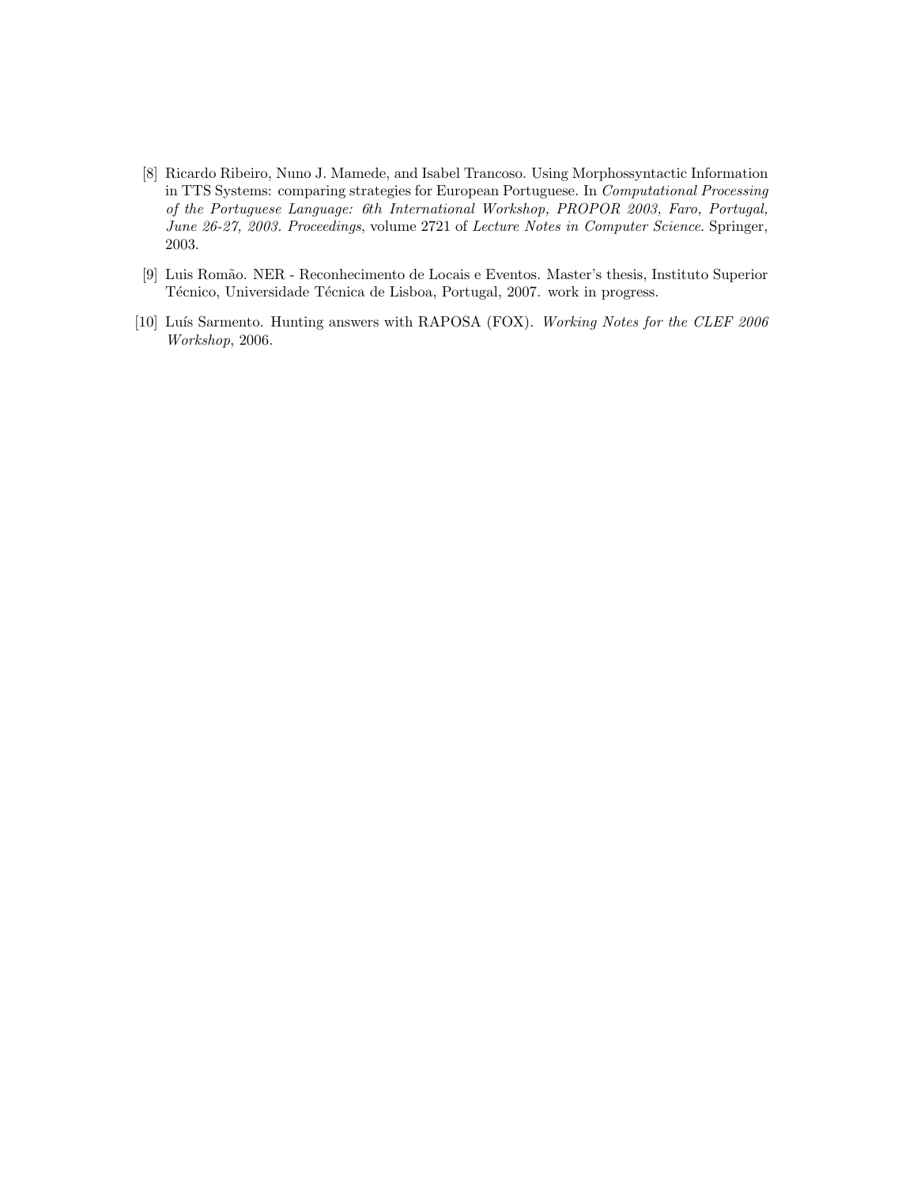[8] Ricardo Ribeiro, Nuno J. Mamede, and Isabel Trancoso. Using Morphossyntactic Information in TTS Systems: comparing strategies for European Portuguese. In *Computational Processing of the Portuguese Language: 6th International Workshop, PROPOR 2003, Faro, Portugal, June 26-27, 2003. Proceedings*, volume 2721 of *Lecture Notes in Computer Science*. Springer, 2003.

[9] Luis Romão. NER - Reconhecimento de Locais e Eventos. Master's thesis, Instituto Superior Técnico, Universidade Técnica de Lisboa, Portugal, 2007. work in progress.

[10] Luís Sarmento. Hunting answers with RAPOSA (FOX). *Working Notes for the CLEF 2006 Workshop*, 2006.